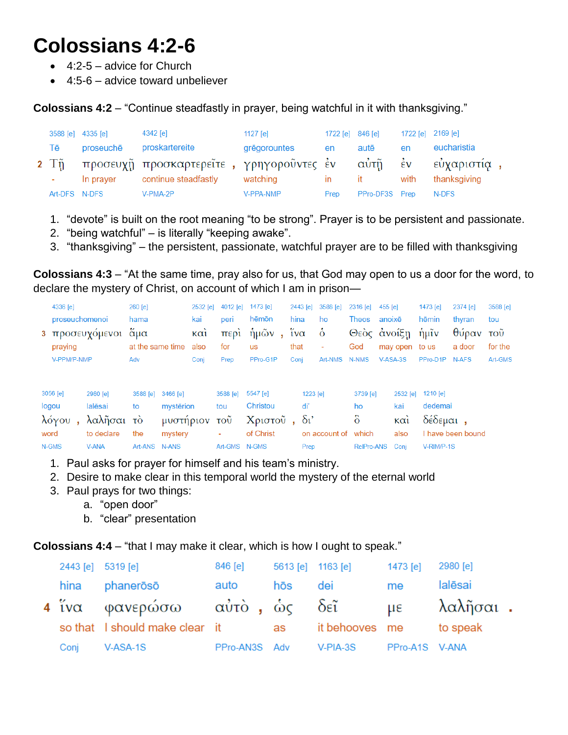# Colossians 4:2-6

- 4:2-5 – advice for Church
- 4:5-6 – advice toward unbeliever

**Colossians 4:2** – "Continue steadfastly in prayer, being watchful in it with thanksgiving."

| | 3588 [e] | 4335 [e] | 4342 [e] | | 1127 [e] | 1722 [e] | 846 [e] | 1722 [e] | 2169 [e] | |
|---|---|---|---|---|---|---|---|---|---|---|
| | Tē | proseuchē | proskartereite | | grēgorountes | en | autē | en | eucharistia | |
| 2 | Τῇ | προσευχῇ | προσκαρτερεῖτε | , | γρηγοροῦντες | ἐν | αὐτῇ | ἐν | εὐχαριστίᾳ | , |
| | - | In prayer | continue steadfastly | | watching | in | it | with | thanksgiving | |
| | Art-DFS | N-DFS | V-PMA-2P | | V-PPA-NMP | Prep | PPro-DF3S | Prep | N-DFS | |

1. "devote" is built on the root meaning "to be strong". Prayer is to be persistent and passionate.
2. "being watchful" – is literally "keeping awake".
3. "thanksgiving" – the persistent, passionate, watchful prayer are to be filled with thanksgiving

**Colossians 4:3** – "At the same time, pray also for us, that God may open to us a door for the word, to declare the mystery of Christ, on account of which I am in prison—

| | 4336 [e] | 260 [e] | 2532 [e] | 4012 [e] | 1473 [e] | | 2443 [e] | 3588 [e] | 2316 [e] | 455 [e] | 1473 [e] | 2374 [e] | 3588 [e] |
|---|---|---|---|---|---|---|---|---|---|---|---|---|---|
| | proseuchomenoi | hama | kai | peri | hēmōn | | hina | ho | Theos | anoixē | hēmin | thyran | tou |
| 3 | προσευχόμενοι | ἅμα | καὶ | περὶ | ἡμῶν | , | ἵνα | ὁ | Θεὸς | ἀνοίξῃ | ἡμῖν | θύραν | τοῦ |
| | praying | at the same time | also | for | us | | that | - | God | may open | to us | a door | for the |
| | V-PPM/P-NMP | Adv | Conj | Prep | PPro-G1P | | Conj | Art-NMS | N-NMS | V-ASA-3S | PPro-D1P | N-AFS | Art-GMS |

| 3056 [e] | | 2980 [e] | 3588 [e] | 3466 [e] | 3588 [e] | 5547 [e] | | 1223 [e] | 3739 [e] | 2532 [e] | 1210 [e] | |
|---|---|---|---|---|---|---|---|---|---|---|---|---|
| logou | | lalēsai | to | mystērion | tou | Christou | | di’ | ho | kai | dedemai | |
| λόγου | , | λαλῆσαι | τὸ | μυστήριον | τοῦ | Χριστοῦ | , | δι’ | ὃ | καὶ | δέδεμαι | , |
| word | | to declare | the | mystery | - | of Christ | | on account of | which | also | I have been bound | |
| N-GMS | | V-ANA | Art-ANS | N-ANS | Art-GMS | N-GMS | | Prep | RelPro-ANS | Conj | V-RIM/P-1S | |

1. Paul asks for prayer for himself and his team's ministry.
2. Desire to make clear in this temporal world the mystery of the eternal world
3. Paul prays for two things:
   a. "open door"
   b. "clear" presentation

**Colossians 4:4** – "that I may make it clear, which is how I ought to speak."

| | 2443 [e] | 5319 [e] | 846 [e] | | 5613 [e] | 1163 [e] | 1473 [e] | 2980 [e] | |
|---|---|---|---|---|---|---|---|---|---|
| | hina | phanerōsō | auto | | hōs | dei | me | lalēsai | |
| 4 | ἵνα | φανερώσω | αὐτὸ | , | ὡς | δεῖ | με | λαλῆσαι | . |
| | so that | I should make clear | it | | as | it behooves | me | to speak | |
| | Conj | V-ASA-1S | PPro-AN3S | | Adv | V-PIA-3S | PPro-A1S | V-ANA | |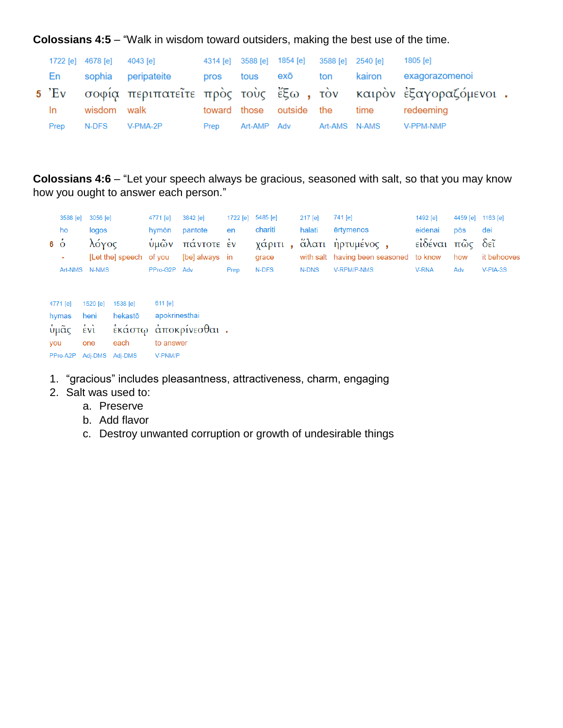**Colossians 4:5** – “Walk in wisdom toward outsiders, making the best use of the time.

| | | | | | | | | | |
|---|---|---|---|---|---|---|---|---|---|
| | 1722 [e] | 4678 [e] | 4043 [e] | 4314 [e] | 3588 [e] | 1854 [e] | 3588 [e] | 2540 [e] | 1805 [e] |
| | En | sophia | peripateite | pros | tous | exō | ton | kairon | exagorazomenoi |
| 5 | Ἐν | σοφίᾳ | περιπατεῖτε | πρὸς | τοὺς | ἔξω , | τὸν | καιρὸν | ἐξαγοραζόμενοι . |
| | In | wisdom | walk | toward | those | outside | the | time | redeeming |
| | Prep | N-DFS | V-PMA-2P | Prep | Art-AMP | Adv | Art-AMS | N-AMS | V-PPM-NMP |

**Colossians 4:6** – “Let your speech always be gracious, seasoned with salt, so that you may know how you ought to answer each person.”

| | | | | | | | | | | | |
|---|---|---|---|---|---|---|---|---|---|---|---|
| | 3588 [e] | 3056 [e] | 4771 [e] | 3842 [e] | 1722 [e] | 5485 [e] | 217 [e] | 741 [e] | 1492 [e] | 4459 [e] | 1163 [e] |
| | ho | logos | hymōn | pantote | en | chariti | halati | ērtymenos | eidenai | pōs | dei |
| 6 | ὁ | λόγος | ὑμῶν | πάντοτε | ἐν | χάριτι , | ἅλατι | ἠρτυμένος , | εἰδέναι | πῶς | δεῖ |
| | - | [Let the] speech | of you | [be] always | in | grace | with salt | having been seasoned | to know | how | it behooves |
| | Art-NMS | N-NMS | PPro-G2P | Adv | Prep | N-DFS | N-DNS | V-RPM/P-NMS | V-RNA | Adv | V-PIA-3S |

| | | | |
|---|---|---|---|
| 4771 [e] | 1520 [e] | 1538 [e] | 611 [e] |
| hymas | heni | hekastō | apokrinesthai |
| ὑμᾶς | ἑνὶ | ἑκάστῳ | ἀποκρίνεσθαι . |
| you | one | each | to answer |
| PPro-A2P | Adj-DMS | Adj-DMS | V-PNM/P |

1. “gracious” includes pleasantness, attractiveness, charm, engaging
2. Salt was used to:
   a. Preserve
   b. Add flavor
   c. Destroy unwanted corruption or growth of undesirable things